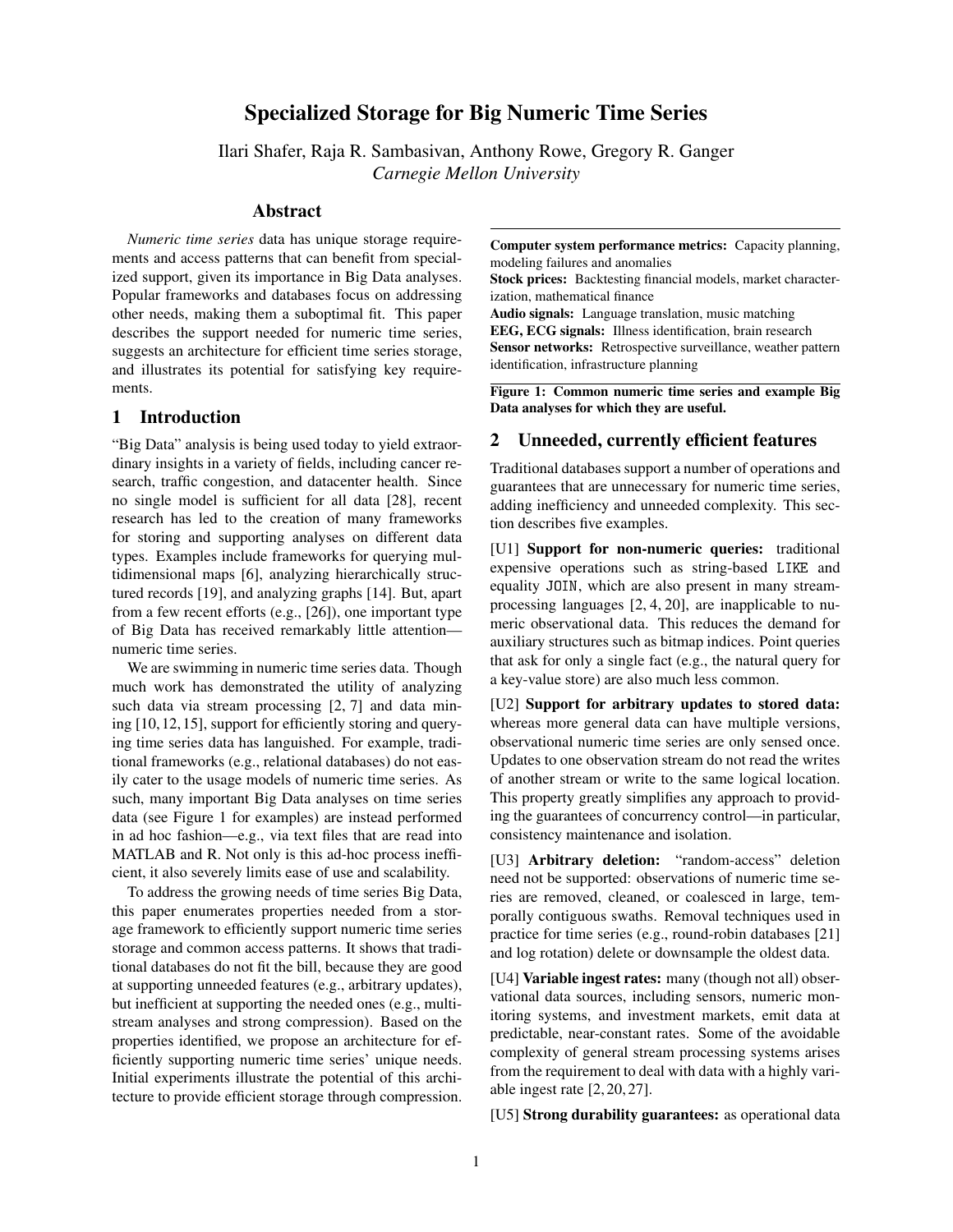# Specialized Storage for Big Numeric Time Series

Ilari Shafer, Raja R. Sambasivan, Anthony Rowe, Gregory R. Ganger
*Carnegie Mellon University*

## Abstract

*Numeric time series* data has unique storage requirements and access patterns that can benefit from specialized support, given its importance in Big Data analyses. Popular frameworks and databases focus on addressing other needs, making them a suboptimal fit. This paper describes the support needed for numeric time series, suggests an architecture for efficient time series storage, and illustrates its potential for satisfying key requirements.

## 1 Introduction

"Big Data" analysis is being used today to yield extraordinary insights in a variety of fields, including cancer research, traffic congestion, and datacenter health. Since no single model is sufficient for all data [28], recent research has led to the creation of many frameworks for storing and supporting analyses on different data types. Examples include frameworks for querying multidimensional maps [6], analyzing hierarchically structured records [19], and analyzing graphs [14]. But, apart from a few recent efforts (e.g., [26]), one important type of Big Data has received remarkably little attention—numeric time series.

We are swimming in numeric time series data. Though much work has demonstrated the utility of analyzing such data via stream processing [2, 7] and data mining [10, 12, 15], support for efficiently storing and querying time series data has languished. For example, traditional frameworks (e.g., relational databases) do not easily cater to the usage models of numeric time series. As such, many important Big Data analyses on time series data (see Figure 1 for examples) are instead performed in ad hoc fashion—e.g., via text files that are read into MATLAB and R. Not only is this ad-hoc process inefficient, it also severely limits ease of use and scalability.

To address the growing needs of time series Big Data, this paper enumerates properties needed from a storage framework to efficiently support numeric time series storage and common access patterns. It shows that traditional databases do not fit the bill, because they are good at supporting unneeded features (e.g., arbitrary updates), but inefficient at supporting the needed ones (e.g., multi-stream analyses and strong compression). Based on the properties identified, we propose an architecture for efficiently supporting numeric time series' unique needs. Initial experiments illustrate the potential of this architecture to provide efficient storage through compression.

**Computer system performance metrics:** Capacity planning, modeling failures and anomalies
**Stock prices:** Backtesting financial models, market characterization, mathematical finance
**Audio signals:** Language translation, music matching
**EEG, ECG signals:** Illness identification, brain research
**Sensor networks:** Retrospective surveillance, weather pattern identification, infrastructure planning

**Figure 1: Common numeric time series and example Big Data analyses for which they are useful.**

## 2 Unneeded, currently efficient features

Traditional databases support a number of operations and guarantees that are unnecessary for numeric time series, adding inefficiency and unneeded complexity. This section describes five examples.

[U1] **Support for non-numeric queries:** traditional expensive operations such as string-based `LIKE` and equality `JOIN`, which are also present in many stream-processing languages [2, 4, 20], are inapplicable to numeric observational data. This reduces the demand for auxiliary structures such as bitmap indices. Point queries that ask for only a single fact (e.g., the natural query for a key-value store) are also much less common.

[U2] **Support for arbitrary updates to stored data:** whereas more general data can have multiple versions, observational numeric time series are only sensed once. Updates to one observation stream do not read the writes of another stream or write to the same logical location. This property greatly simplifies any approach to providing the guarantees of concurrency control—in particular, consistency maintenance and isolation.

[U3] **Arbitrary deletion:** "random-access" deletion need not be supported: observations of numeric time series are removed, cleaned, or coalesced in large, temporally contiguous swaths. Removal techniques used in practice for time series (e.g., round-robin databases [21] and log rotation) delete or downsample the oldest data.

[U4] **Variable ingest rates:** many (though not all) observational data sources, including sensors, numeric monitoring systems, and investment markets, emit data at predictable, near-constant rates. Some of the avoidable complexity of general stream processing systems arises from the requirement to deal with data with a highly variable ingest rate [2, 20, 27].

[U5] **Strong durability guarantees:** as operational data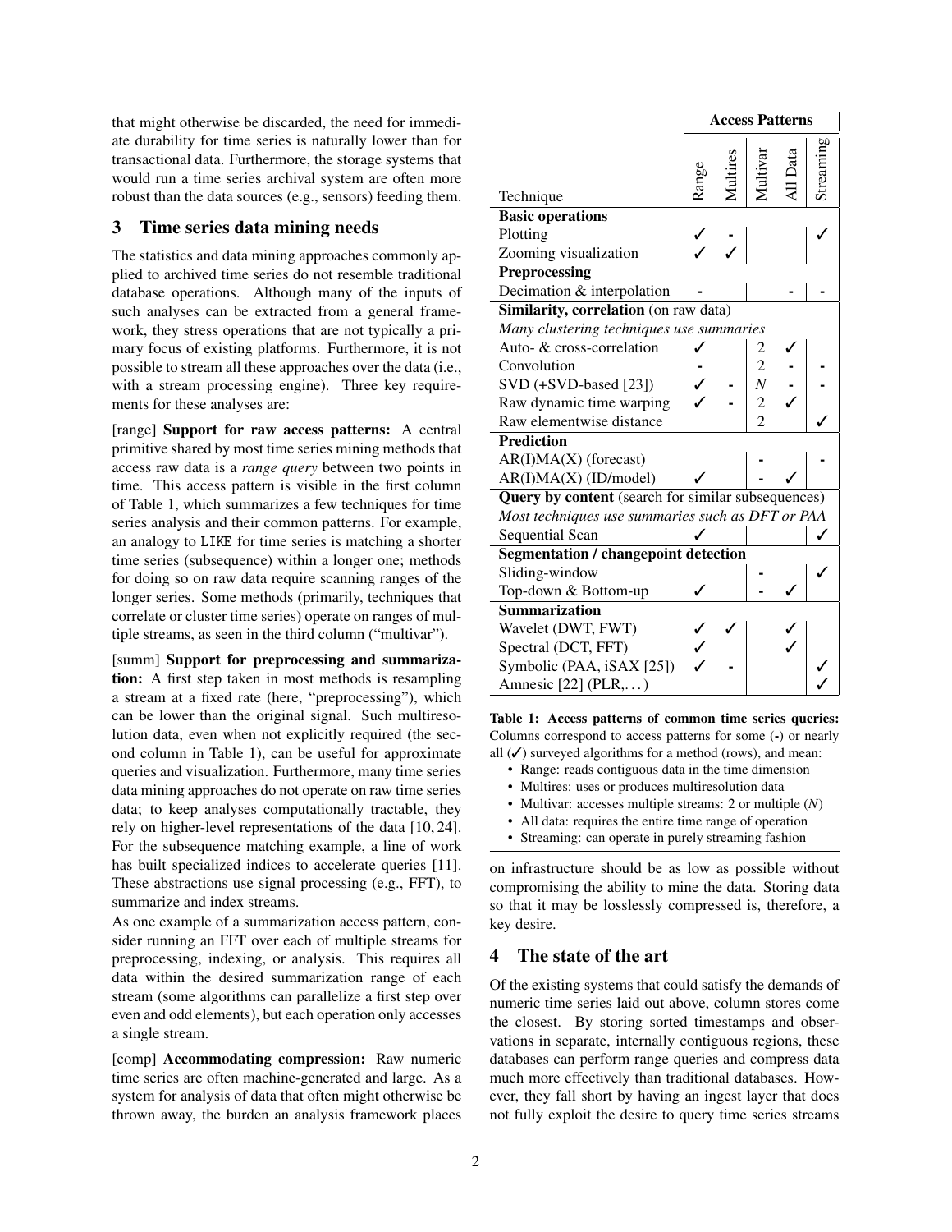that might otherwise be discarded, the need for immediate durability for time series is naturally lower than for transactional data. Furthermore, the storage systems that would run a time series archival system are often more robust than the data sources (e.g., sensors) feeding them.

## 3 Time series data mining needs

The statistics and data mining approaches commonly applied to archived time series do not resemble traditional database operations. Although many of the inputs of such analyses can be extracted from a general framework, they stress operations that are not typically a primary focus of existing platforms. Furthermore, it is not possible to stream all these approaches over the data (i.e., with a stream processing engine). Three key requirements for these analyses are:

[range] **Support for raw access patterns:** A central primitive shared by most time series mining methods that access raw data is a *range query* between two points in time. This access pattern is visible in the first column of Table 1, which summarizes a few techniques for time series analysis and their common patterns. For example, an analogy to LIKE for time series is matching a shorter time series (subsequence) within a longer one; methods for doing so on raw data require scanning ranges of the longer series. Some methods (primarily, techniques that correlate or cluster time series) operate on ranges of multiple streams, as seen in the third column ("multivar").

[summ] **Support for preprocessing and summarization:** A first step taken in most methods is resampling a stream at a fixed rate (here, "preprocessing"), which can be lower than the original signal. Such multiresolution data, even when not explicitly required (the second column in Table 1), can be useful for approximate queries and visualization. Furthermore, many time series data mining approaches do not operate on raw time series data; to keep analyses computationally tractable, they rely on higher-level representations of the data [10, 24]. For the subsequence matching example, a line of work has built specialized indices to accelerate queries [11]. These abstractions use signal processing (e.g., FFT), to summarize and index streams.

As one example of a summarization access pattern, consider running an FFT over each of multiple streams for preprocessing, indexing, or analysis. This requires all data within the desired summarization range of each stream (some algorithms can parallelize a first step over even and odd elements), but each operation only accesses a single stream.

[comp] **Accommodating compression:** Raw numeric time series are often machine-generated and large. As a system for analysis of data that often might otherwise be thrown away, the burden an analysis framework places on infrastructure should be as low as possible without compromising the ability to mine the data. Storing data so that it may be losslessly compressed is, therefore, a key desire.

| Technique | Access Patterns | | | | |
|---|---|---|---|---|---|
| | Range | Multires | Multivar | All Data | Streaming |
| **Basic operations** | | | | | |
| Plotting | ✓ | - | | | ✓ |
| Zooming visualization | ✓ | ✓ | | | |
| **Preprocessing** | | | | | |
| Decimation & interpolation | - | | | - | - |
| **Similarity, correlation** (on raw data) | | | | | |
| *Many clustering techniques use summaries* | | | | | |
| Auto- & cross-correlation | ✓ | | 2 | ✓ | |
| Convolution | - | | 2 | - | - |
| SVD (+SVD-based [23]) | ✓ | - | $N$ | - | - |
| Raw dynamic time warping | ✓ | - | 2 | ✓ | |
| Raw elementwise distance | | | 2 | | ✓ |
| **Prediction** | | | | | |
| AR(I)MA(X) (forecast) | | | - | | - |
| AR(I)MA(X) (ID/model) | ✓ | | - | ✓ | |
| **Query by content** (search for similar subsequences) | | | | | |
| *Most techniques use summaries such as DFT or PAA* | | | | | |
| Sequential Scan | ✓ | | | | ✓ |
| **Segmentation / changepoint detection** | | | | | |
| Sliding-window | | | - | | ✓ |
| Top-down & Bottom-up | ✓ | | - | ✓ | |
| **Summarization** | | | | | |
| Wavelet (DWT, FWT) | ✓ | ✓ | | ✓ | |
| Spectral (DCT, FFT) | ✓ | | | ✓ | |
| Symbolic (PAA, iSAX [25]) | ✓ | - | | | ✓ |
| Amnesic [22] (PLR,...) | | | | | ✓ |

**Table 1: Access patterns of common time series queries:** Columns correspond to access patterns for some (-) or nearly all (✓) surveyed algorithms for a method (rows), and mean:

- Range: reads contiguous data in the time dimension
- Multires: uses or produces multiresolution data
- Multivar: accesses multiple streams: 2 or multiple ($N$)
- All data: requires the entire time range of operation
- Streaming: can operate in purely streaming fashion

## 4 The state of the art

Of the existing systems that could satisfy the demands of numeric time series laid out above, column stores come the closest. By storing sorted timestamps and observations in separate, internally contiguous regions, these databases can perform range queries and compress data much more effectively than traditional databases. However, they fall short by having an ingest layer that does not fully exploit the desire to query time series streams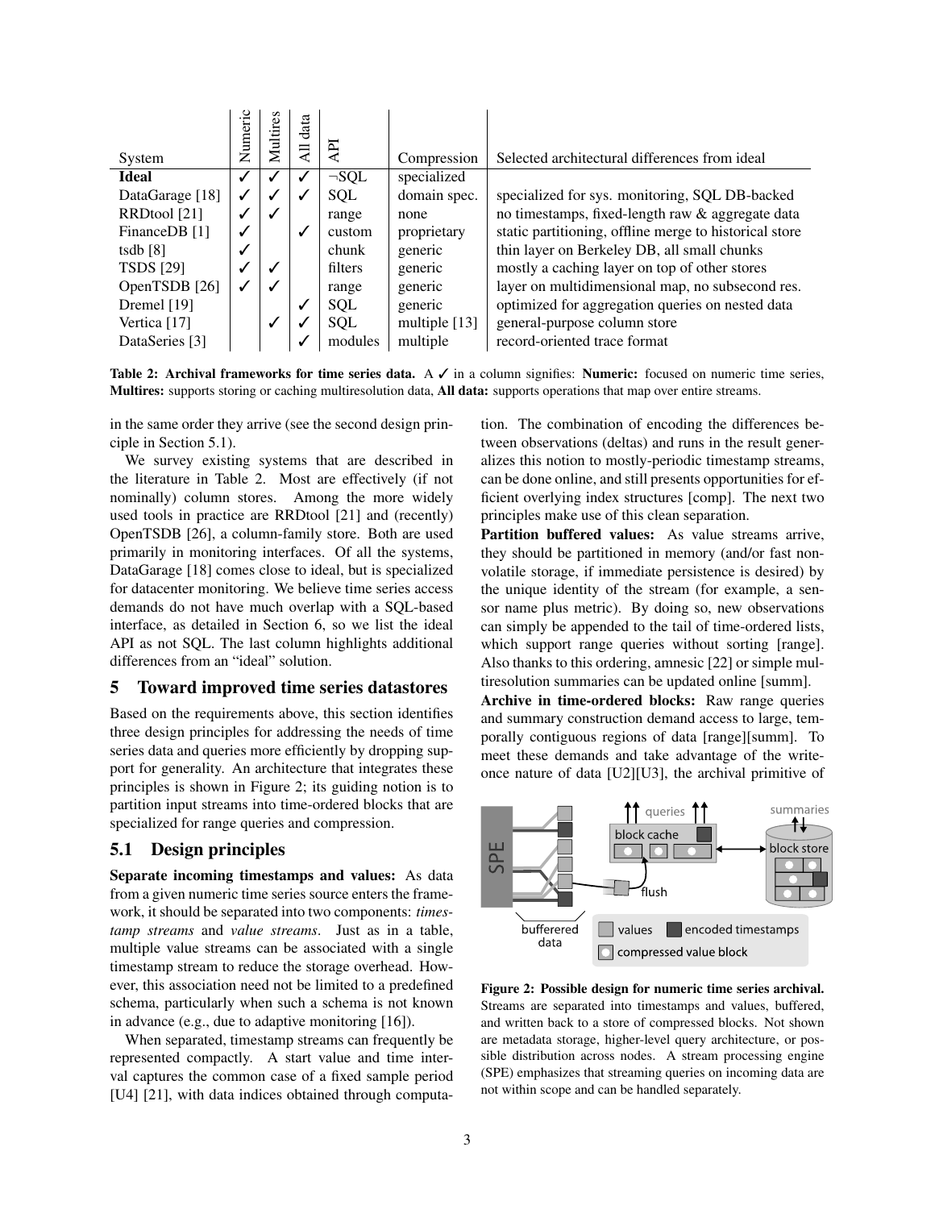| System | Numeric | Multires | All data | API | Compression | Selected architectural differences from ideal |
|---|---|---|---|---|---|---|
| **Ideal** | ✓ | ✓ | ✓ | ¬SQL | specialized | |
| DataGarage [18] | ✓ | ✓ | ✓ | SQL | domain spec. | specialized for sys. monitoring, SQL DB-backed |
| RRDtool [21] | ✓ | ✓ | | range | none | no timestamps, fixed-length raw & aggregate data |
| FinanceDB [1] | ✓ | | ✓ | custom | proprietary | static partitioning, offline merge to historical store |
| tsdb [8] | ✓ | | | chunk | generic | thin layer on Berkeley DB, all small chunks |
| TSDS [29] | ✓ | ✓ | | filters | generic | mostly a caching layer on top of other stores |
| OpenTSDB [26] | ✓ | ✓ | | range | generic | layer on multidimensional map, no subsecond res. |
| Dremel [19] | | | ✓ | SQL | generic | optimized for aggregation queries on nested data |
| Vertica [17] | | ✓ | ✓ | SQL | multiple [13] | general-purpose column store |
| DataSeries [3] | | | ✓ | modules | multiple | record-oriented trace format |

**Table 2: Archival frameworks for time series data.** A ✓ in a column signifies: **Numeric:** focused on numeric time series, **Multires:** supports storing or caching multiresolution data, **All data:** supports operations that map over entire streams.

in the same order they arrive (see the second design principle in Section 5.1).

We survey existing systems that are described in the literature in Table 2. Most are effectively (if not nominally) column stores. Among the more widely used tools in practice are RRDtool [21] and (recently) OpenTSDB [26], a column-family store. Both are used primarily in monitoring interfaces. Of all the systems, DataGarage [18] comes close to ideal, but is specialized for datacenter monitoring. We believe time series access demands do not have much overlap with a SQL-based interface, as detailed in Section 6, so we list the ideal API as not SQL. The last column highlights additional differences from an "ideal" solution.

## 5 Toward improved time series datastores

Based on the requirements above, this section identifies three design principles for addressing the needs of time series data and queries more efficiently by dropping support for generality. An architecture that integrates these principles is shown in Figure 2; its guiding notion is to partition input streams into time-ordered blocks that are specialized for range queries and compression.

### 5.1 Design principles

**Separate incoming timestamps and values:** As data from a given numeric time series source enters the framework, it should be separated into two components: *timestamp streams* and *value streams*. Just as in a table, multiple value streams can be associated with a single timestamp stream to reduce the storage overhead. However, this association need not be limited to a predefined schema, particularly when such a schema is not known in advance (e.g., due to adaptive monitoring [16]).

When separated, timestamp streams can frequently be represented compactly. A start value and time interval captures the common case of a fixed sample period [U4] [21], with data indices obtained through computation. The combination of encoding the differences between observations (deltas) and runs in the result generalizes this notion to mostly-periodic timestamp streams, can be done online, and still presents opportunities for efficient overlying index structures [comp]. The next two principles make use of this clean separation.

**Partition buffered values:** As value streams arrive, they should be partitioned in memory (and/or fast non-volatile storage, if immediate persistence is desired) by the unique identity of the stream (for example, a sensor name plus metric). By doing so, new observations can simply be appended to the tail of time-ordered lists, which support range queries without sorting [range]. Also thanks to this ordering, amnesic [22] or simple multiresolution summaries can be updated online [summ].

**Archive in time-ordered blocks:** Raw range queries and summary construction demand access to large, temporally contiguous regions of data [range][summ]. To meet these demands and take advantage of the write-once nature of data [U2][U3], the archival primitive of

**Figure 2: Possible design for numeric time series archival.** Streams are separated into timestamps and values, buffered, and written back to a store of compressed blocks. Not shown are metadata storage, higher-level query architecture, or possible distribution across nodes. A stream processing engine (SPE) emphasizes that streaming queries on incoming data are not within scope and can be handled separately.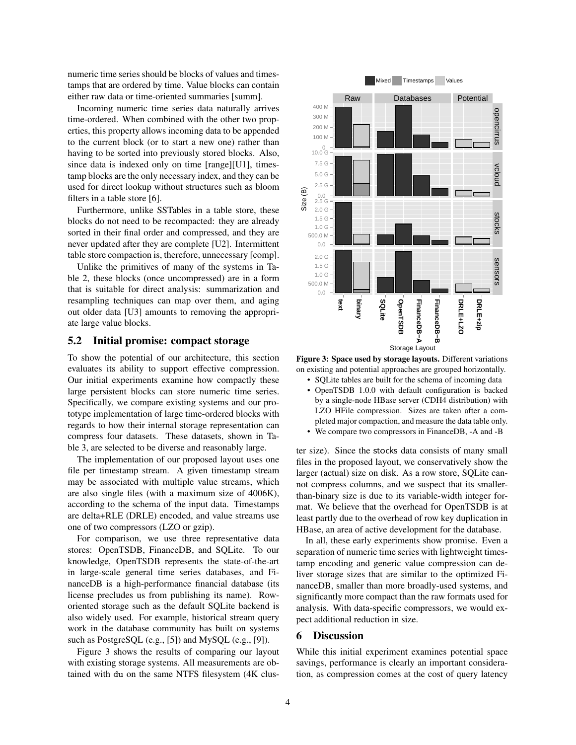numeric time series should be blocks of values and timestamps that are ordered by time. Value blocks can contain either raw data or time-oriented summaries [summ].

Incoming numeric time series data naturally arrives time-ordered. When combined with the other two properties, this property allows incoming data to be appended to the current block (or to start a new one) rather than having to be sorted into previously stored blocks. Also, since data is indexed only on time [range][U1], timestamp blocks are the only necessary index, and they can be used for direct lookup without structures such as bloom filters in a table store [6].

Furthermore, unlike SSTables in a table store, these blocks do not need to be recompacted: they are already sorted in their final order and compressed, and they are never updated after they are complete [U2]. Intermittent table store compaction is, therefore, unnecessary [comp].

Unlike the primitives of many of the systems in Table 2, these blocks (once uncompressed) are in a form that is suitable for direct analysis: summarization and resampling techniques can map over them, and aging out older data [U3] amounts to removing the appropriate large value blocks.

## 5.2 Initial promise: compact storage

To show the potential of our architecture, this section evaluates its ability to support effective compression. Our initial experiments examine how compactly these large persistent blocks can store numeric time series. Specifically, we compare existing systems and our prototype implementation of large time-ordered blocks with regards to how their internal storage representation can compress four datasets. These datasets, shown in Table 3, are selected to be diverse and reasonably large.

The implementation of our proposed layout uses one file per timestamp stream. A given timestamp stream may be associated with multiple value streams, which are also single files (with a maximum size of 4006K), according to the schema of the input data. Timestamps are delta+RLE (DRLE) encoded, and value streams use one of two compressors (LZO or gzip).

For comparison, we use three representative data stores: OpenTSDB, FinanceDB, and SQLite. To our knowledge, OpenTSDB represents the state-of-the-art in large-scale general time series databases, and FinanceDB is a high-performance financial database (its license precludes us from publishing its name). Row-oriented storage such as the default SQLite backend is also widely used. For example, historical stream query work in the database community has built on systems such as PostgreSQL (e.g., [5]) and MySQL (e.g., [9]).

Figure 3 shows the results of comparing our layout with existing storage systems. All measurements are obtained with du on the same NTFS filesystem (4K cluster size). Since the stocks data consists of many small files in the proposed layout, we conservatively show the larger (actual) size on disk. As a row store, SQLite cannot compress columns, and we suspect that its smaller-than-binary size is due to its variable-width integer format. We believe that the overhead for OpenTSDB is at least partly due to the overhead of row key duplication in HBase, an area of active development for the database.

In all, these early experiments show promise. Even a separation of numeric time series with lightweight timestamp encoding and generic value compression can deliver storage sizes that are similar to the optimized FinanceDB, smaller than more broadly-used systems, and significantly more compact than the raw formats used for analysis. With data-specific compressors, we would expect additional reduction in size.

**Figure 3: Space used by storage layouts.** Different variations on existing and potential approaches are grouped horizontally.

- SQLite tables are built for the schema of incoming data
- OpenTSDB 1.0.0 with default configuration is backed by a single-node HBase server (CDH4 distribution) with LZO HFile compression. Sizes are taken after a completed major compaction, and measure the data table only.
- We compare two compressors in FinanceDB, -A and -B

## 6 Discussion

While this initial experiment examines potential space savings, performance is clearly an important consideration, as compression comes at the cost of query latency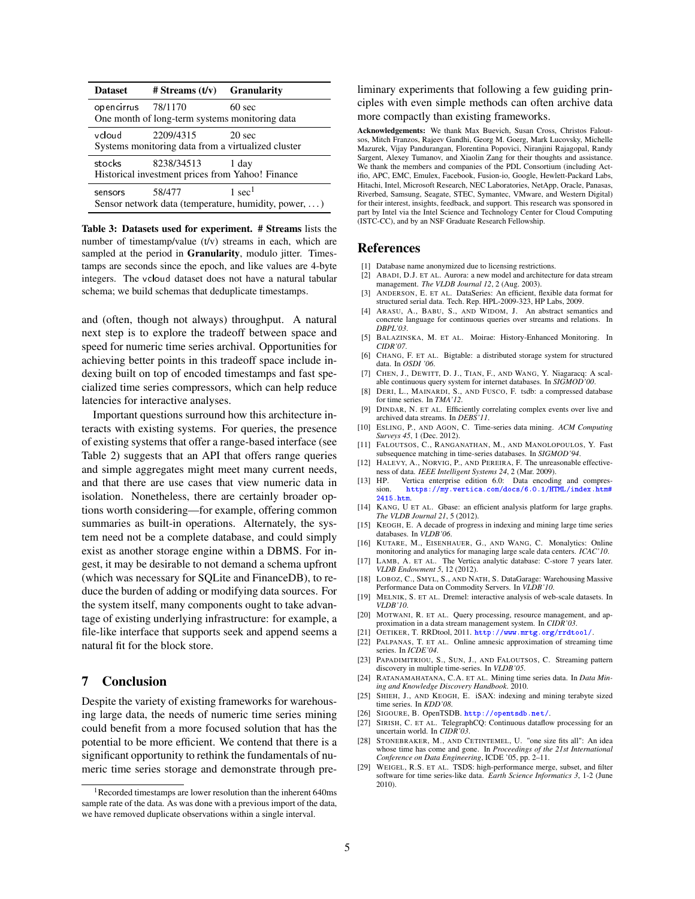| Dataset | # Streams (t/v) | Granularity |
|---|---|---|
| opencirrus | 78/1170 | 60 sec |
| One month of long-term systems monitoring data | | |
| vcloud | 2209/4315 | 20 sec |
| Systems monitoring data from a virtualized cluster | | |
| stocks | 8238/34513 | 1 day |
| Historical investment prices from Yahoo! Finance | | |
| sensors | 58/477 | 1 sec[1] |
| Sensor network data (temperature, humidity, power, ...) | | |

**Table 3: Datasets used for experiment. # Streams** lists the number of timestamp/value (t/v) streams in each, which are sampled at the period in **Granularity**, modulo jitter. Timestamps are seconds since the epoch, and like values are 4-byte integers. The vcloud dataset does not have a natural tabular schema; we build schemas that deduplicate timestamps.

and (often, though not always) throughput. A natural next step is to explore the tradeoff between space and speed for numeric time series archival. Opportunities for achieving better points in this tradeoff space include indexing built on top of encoded timestamps and fast specialized time series compressors, which can help reduce latencies for interactive analyses.

Important questions surround how this architecture interacts with existing systems. For queries, the presence of existing systems that offer a range-based interface (see Table 2) suggests that an API that offers range queries and simple aggregates might meet many current needs, and that there are use cases that view numeric data in isolation. Nonetheless, there are certainly broader options worth considering—for example, offering common summaries as built-in operations. Alternately, the system need not be a complete database, and could simply exist as another storage engine within a DBMS. For ingest, it may be desirable to not demand a schema upfront (which was necessary for SQLite and FinanceDB), to reduce the burden of adding or modifying data sources. For the system itself, many components ought to take advantage of existing underlying infrastructure: for example, a file-like interface that supports seek and append seems a natural fit for the block store.

## 7 Conclusion

Despite the variety of existing frameworks for warehousing large data, the needs of numeric time series mining could benefit from a more focused solution that has the potential to be more efficient. We contend that there is a significant opportunity to rethink the fundamentals of numeric time series storage and demonstrate through preliminary experiments that following a few guiding principles with even simple methods can often archive data more compactly than existing frameworks.

[1] Recorded timestamps are lower resolution than the inherent 640ms sample rate of the data. As was done with a previous import of the data, we have removed duplicate observations within a single interval.

**Acknowledgements:** We thank Max Buevich, Susan Cross, Christos Faloutsos, Mitch Franzos, Rajeev Gandhi, Georg M. Goerg, Mark Lucovsky, Michelle Mazurek, Vijay Pandurangan, Florentina Popovici, Niranjini Rajagopal, Randy Sargent, Alexey Tumanov, and Xiaolin Zang for their thoughts and assistance. We thank the members and companies of the PDL Consortium (including Actifio, APC, EMC, Emulex, Facebook, Fusion-io, Google, Hewlett-Packard Labs, Hitachi, Intel, Microsoft Research, NEC Laboratories, NetApp, Oracle, Panasas, Riverbed, Samsung, Seagate, STEC, Symantec, VMware, and Western Digital) for their interest, insights, feedback, and support. This research was sponsored in part by Intel via the Intel Science and Technology Center for Cloud Computing (ISTC-CC), and by an NSF Graduate Research Fellowship.

## References

[1] Database name anonymized due to licensing restrictions.

[2] Abadi, D.J. et al. Aurora: a new model and architecture for data stream management. *The VLDB Journal 12*, 2 (Aug. 2003).

[3] Anderson, E. et al. DataSeries: An efficient, flexible data format for structured serial data. Tech. Rep. HPL-2009-323, HP Labs, 2009.

[4] Arasu, A., Babu, S., and Widom, J. An abstract semantics and concrete language for continuous queries over streams and relations. In *DBPL'03*.

[5] Balazinska, M. et al. Moirae: History-Enhanced Monitoring. In *CIDR'07*.

[6] Chang, F. et al. Bigtable: a distributed storage system for structured data. In *OSDI '06*.

[7] Chen, J., Dewitt, D. J., Tian, F., and Wang, Y. Niagaracq: A scalable continuous query system for internet databases. In *SIGMOD'00*.

[8] Deri, L., Mainardi, S., and Fusco, F. tsdb: a compressed database for time series. In *TMA'12*.

[9] Dindar, N. et al. Efficiently correlating complex events over live and archived data streams. In *DEBS'11*.

[10] Esling, P., and Agon, C. Time-series data mining. *ACM Computing Surveys 45*, 1 (Dec. 2012).

[11] Faloutsos, C., Ranganathan, M., and Manolopoulos, Y. Fast subsequence matching in time-series databases. In *SIGMOD'94*.

[12] Halevy, A., Norvig, P., and Pereira, F. The unreasonable effectiveness of data. *IEEE Intelligent Systems 24*, 2 (Mar. 2009).

[13] HP. Vertica enterprise edition 6.0: Data encoding and compression. https://my.vertica.com/docs/6.0.1/HTML/index.htm#2415.htm.

[14] Kang, U et al. Gbase: an efficient analysis platform for large graphs. *The VLDB Journal 21*, 5 (2012).

[15] Keogh, E. A decade of progress in indexing and mining large time series databases. In *VLDB'06*.

[16] Kutare, M., Eisenhauer, G., and Wang, C. Monalytics: Online monitoring and analytics for managing large scale data centers. *ICAC'10*.

[17] Lamb, A. et al. The Vertica analytic database: C-store 7 years later. *VLDB Endowment 5*, 12 (2012).

[18] Loboz, C., Smyl, S., and Nath, S. DataGarage: Warehousing Massive Performance Data on Commodity Servers. In *VLDB'10*.

[19] Melnik, S. et al. Dremel: interactive analysis of web-scale datasets. In *VLDB'10*.

[20] Motwani, R. et al. Query processing, resource management, and approximation in a data stream management system. In *CIDR'03*.

[21] Oetiker, T. RRDtool, 2011. http://www.mrtg.org/rrdtool/.

[22] Palpanas, T. et al. Online amnesic approximation of streaming time series. In *ICDE'04*.

[23] Papadimitriou, S., Sun, J., and Faloutsos, C. Streaming pattern discovery in multiple time-series. In *VLDB'05*.

[24] Ratanamahatana, C.A. et al. Mining time series data. In *Data Mining and Knowledge Discovery Handbook*. 2010.

[25] Shieh, J., and Keogh, E. iSAX: indexing and mining terabyte sized time series. In *KDD'08*.

[26] Sigoure, B. OpenTSDB. http://opentsdb.net/.

[27] Sirish, C. et al. TelegraphCQ: Continuous dataflow processing for an uncertain world. In *CIDR'03*.

[28] Stonebraker, M., and Cetintemel, U. "one size fits all": An idea whose time has come and gone. In *Proceedings of the 21st International Conference on Data Engineering*, ICDE '05, pp. 2–11.

[29] Weigel, R.S. et al. TSDS: high-performance merge, subset, and filter software for time series-like data. *Earth Science Informatics 3*, 1-2 (June 2010).